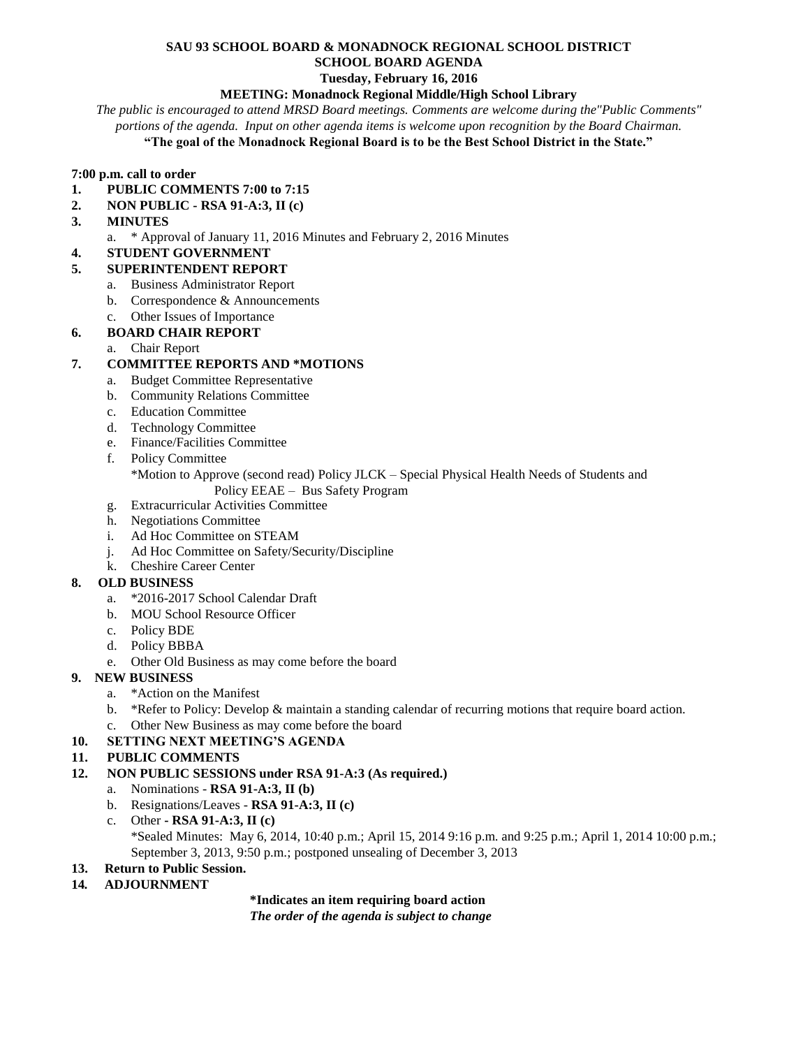**SAU 93 SCHOOL BOARD & MONADNOCK REGIONAL SCHOOL DISTRICT**
**SCHOOL BOARD AGENDA**
**Tuesday, February 16, 2016**
**MEETING: Monadnock Regional Middle/High School Library**

*The public is encouraged to attend MRSD Board meetings. Comments are welcome during the"Public Comments" portions of the agenda. Input on other agenda items is welcome upon recognition by the Board Chairman.*

**"The goal of the Monadnock Regional Board is to be the Best School District in the State."**

**7:00 p.m. call to order**

1. **PUBLIC COMMENTS 7:00 to 7:15**
2. **NON PUBLIC - RSA 91-A:3, II (c)**
3. **MINUTES**
   a. * Approval of January 11, 2016 Minutes and February 2, 2016 Minutes
4. **STUDENT GOVERNMENT**
5. **SUPERINTENDENT REPORT**
   a. Business Administrator Report
   b. Correspondence & Announcements
   c. Other Issues of Importance
6. **BOARD CHAIR REPORT**
   a. Chair Report
7. **COMMITTEE REPORTS AND *MOTIONS**
   a. Budget Committee Representative
   b. Community Relations Committee
   c. Education Committee
   d. Technology Committee
   e. Finance/Facilities Committee
   f. Policy Committee
      *Motion to Approve (second read) Policy JLCK – Special Physical Health Needs of Students and Policy EEAE – Bus Safety Program
   g. Extracurricular Activities Committee
   h. Negotiations Committee
   i. Ad Hoc Committee on STEAM
   j. Ad Hoc Committee on Safety/Security/Discipline
   k. Cheshire Career Center
8. **OLD BUSINESS**
   a. *2016-2017 School Calendar Draft
   b. MOU School Resource Officer
   c. Policy BDE
   d. Policy BBBA
   e. Other Old Business as may come before the board
9. **NEW BUSINESS**
   a. *Action on the Manifest
   b. *Refer to Policy: Develop & maintain a standing calendar of recurring motions that require board action.
   c. Other New Business as may come before the board
10. **SETTING NEXT MEETING'S AGENDA**
11. **PUBLIC COMMENTS**
12. **NON PUBLIC SESSIONS under RSA 91-A:3 (As required.)**
    a. Nominations - **RSA 91-A:3, II (b)**
    b. Resignations/Leaves - **RSA 91-A:3, II (c)**
    c. Other **- RSA 91-A:3, II (c)**
       *Sealed Minutes: May 6, 2014, 10:40 p.m.; April 15, 2014 9:16 p.m. and 9:25 p.m.; April 1, 2014 10:00 p.m.; September 3, 2013, 9:50 p.m.; postponed unsealing of December 3, 2013
13. **Return to Public Session.**
14. **ADJOURNMENT**

**\*Indicates an item requiring board action**
***The order of the agenda is subject to change***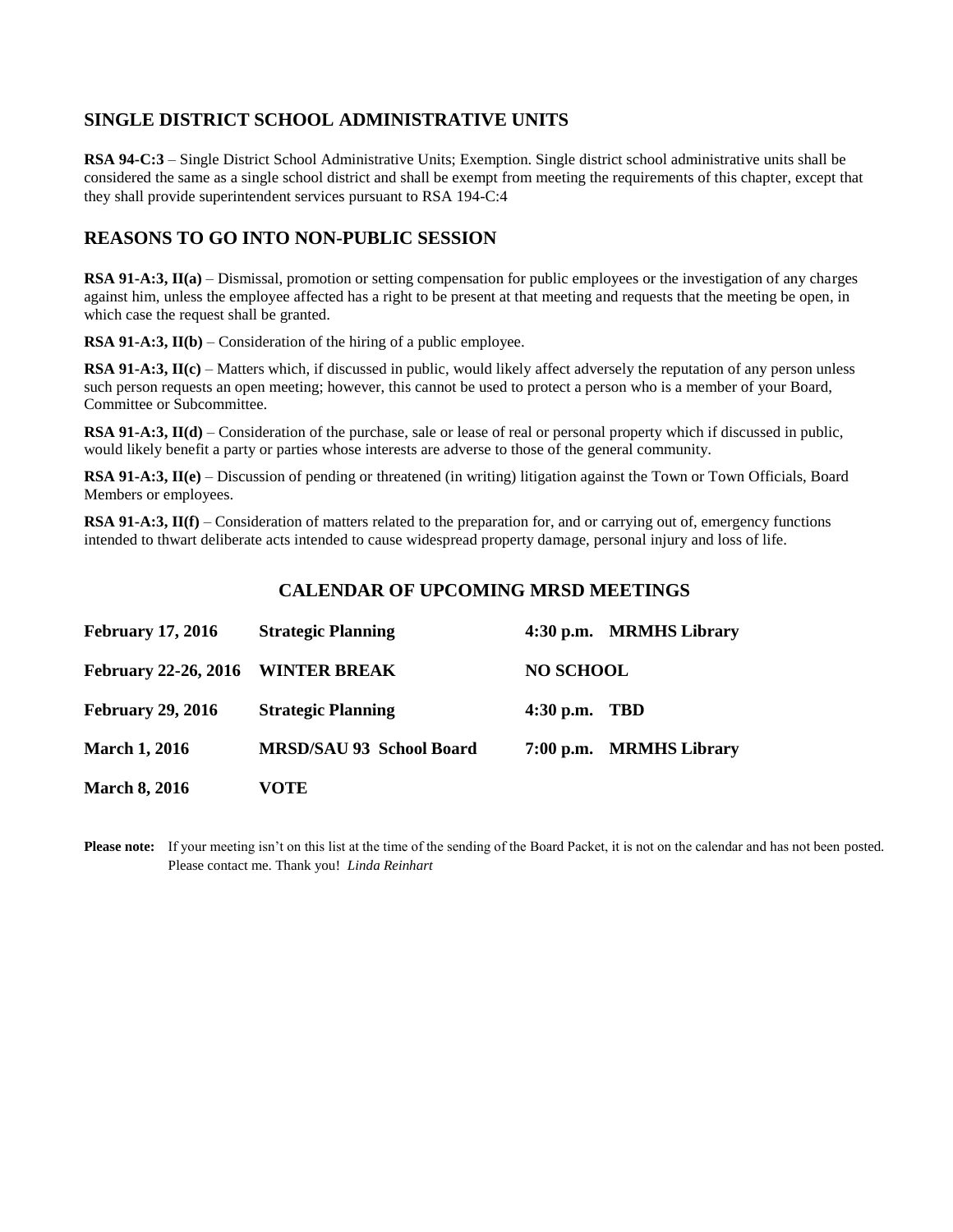## SINGLE DISTRICT SCHOOL ADMINISTRATIVE UNITS

**RSA 94-C:3** – Single District School Administrative Units; Exemption. Single district school administrative units shall be considered the same as a single school district and shall be exempt from meeting the requirements of this chapter, except that they shall provide superintendent services pursuant to RSA 194-C:4

## REASONS TO GO INTO NON-PUBLIC SESSION

**RSA 91-A:3, II(a)** – Dismissal, promotion or setting compensation for public employees or the investigation of any charges against him, unless the employee affected has a right to be present at that meeting and requests that the meeting be open, in which case the request shall be granted.

**RSA 91-A:3, II(b)** – Consideration of the hiring of a public employee.

**RSA 91-A:3, II(c)** – Matters which, if discussed in public, would likely affect adversely the reputation of any person unless such person requests an open meeting; however, this cannot be used to protect a person who is a member of your Board, Committee or Subcommittee.

**RSA 91-A:3, II(d)** – Consideration of the purchase, sale or lease of real or personal property which if discussed in public, would likely benefit a party or parties whose interests are adverse to those of the general community.

**RSA 91-A:3, II(e)** – Discussion of pending or threatened (in writing) litigation against the Town or Town Officials, Board Members or employees.

**RSA 91-A:3, II(f)** – Consideration of matters related to the preparation for, and or carrying out of, emergency functions intended to thwart deliberate acts intended to cause widespread property damage, personal injury and loss of life.

## CALENDAR OF UPCOMING MRSD MEETINGS

| | | | |
|---|---|---|---|
| **February 17, 2016** | **Strategic Planning** | **4:30 p.m.** | **MRMHS Library** |
| **February 22-26, 2016** | **WINTER BREAK** | **NO SCHOOL** | |
| **February 29, 2016** | **Strategic Planning** | **4:30 p.m.** | **TBD** |
| **March 1, 2016** | **MRSD/SAU 93 School Board** | **7:00 p.m.** | **MRMHS Library** |
| **March 8, 2016** | **VOTE** | | |

**Please note:** If your meeting isn't on this list at the time of the sending of the Board Packet, it is not on the calendar and has not been posted. Please contact me. Thank you! *Linda Reinhart*